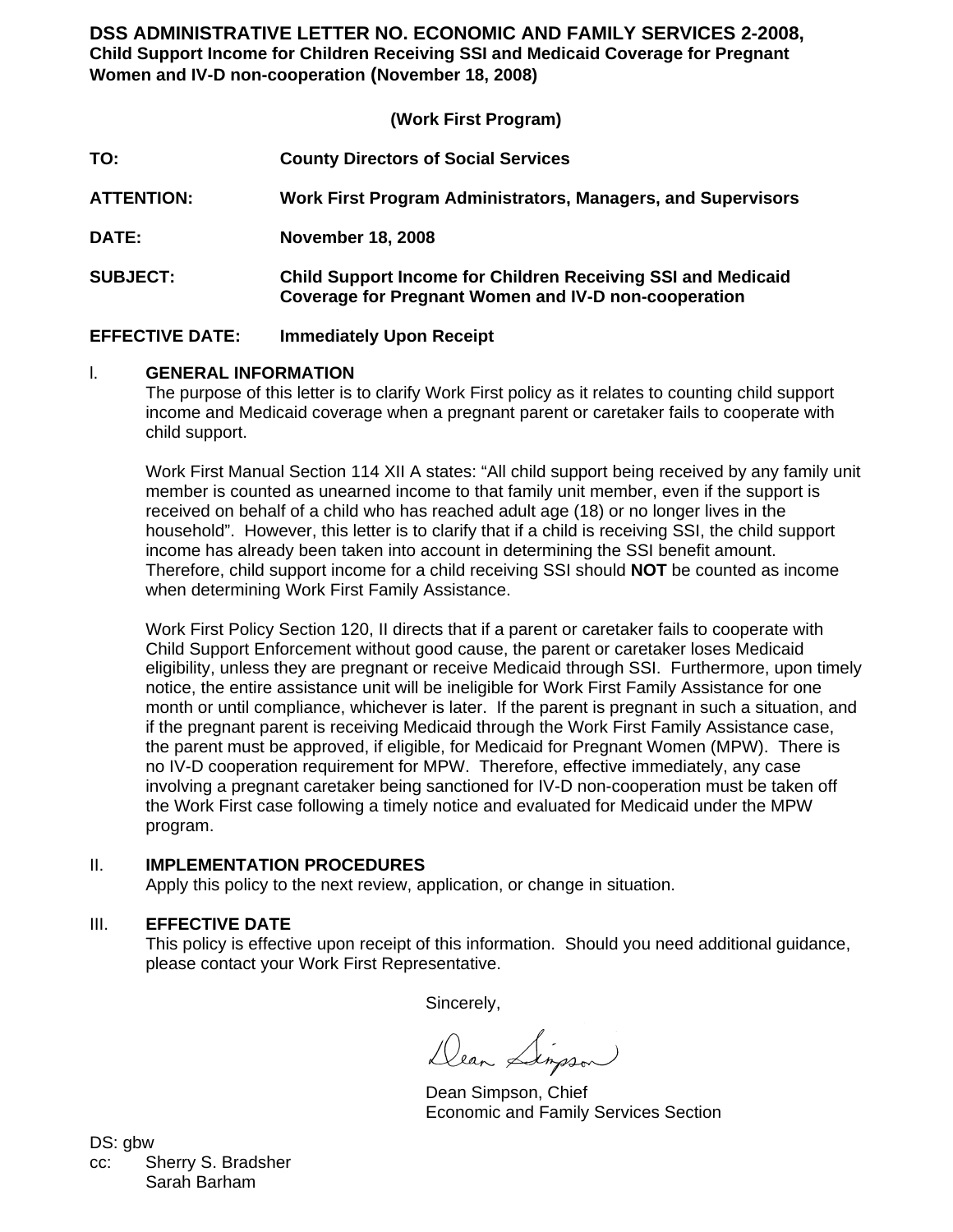# DSS ADMINISTRATIVE LETTER NO. ECONOMIC AND FAMILY SERVICES 2-2008,
**Child Support Income for Children Receiving SSI and Medicaid Coverage for Pregnant Women and IV-D non-cooperation (November 18, 2008)**

**(Work First Program)**

**TO:** County Directors of Social Services

**ATTENTION:** Work First Program Administrators, Managers, and Supervisors

**DATE:** November 18, 2008

**SUBJECT:** Child Support Income for Children Receiving SSI and Medicaid Coverage for Pregnant Women and IV-D non-cooperation

**EFFECTIVE DATE:** Immediately Upon Receipt

## I. GENERAL INFORMATION

The purpose of this letter is to clarify Work First policy as it relates to counting child support income and Medicaid coverage when a pregnant parent or caretaker fails to cooperate with child support.

Work First Manual Section 114 XII A states: "All child support being received by any family unit member is counted as unearned income to that family unit member, even if the support is received on behalf of a child who has reached adult age (18) or no longer lives in the household". However, this letter is to clarify that if a child is receiving SSI, the child support income has already been taken into account in determining the SSI benefit amount. Therefore, child support income for a child receiving SSI should **NOT** be counted as income when determining Work First Family Assistance.

Work First Policy Section 120, II directs that if a parent or caretaker fails to cooperate with Child Support Enforcement without good cause, the parent or caretaker loses Medicaid eligibility, unless they are pregnant or receive Medicaid through SSI. Furthermore, upon timely notice, the entire assistance unit will be ineligible for Work First Family Assistance for one month or until compliance, whichever is later. If the parent is pregnant in such a situation, and if the pregnant parent is receiving Medicaid through the Work First Family Assistance case, the parent must be approved, if eligible, for Medicaid for Pregnant Women (MPW). There is no IV-D cooperation requirement for MPW. Therefore, effective immediately, any case involving a pregnant caretaker being sanctioned for IV-D non-cooperation must be taken off the Work First case following a timely notice and evaluated for Medicaid under the MPW program.

## II. IMPLEMENTATION PROCEDURES

Apply this policy to the next review, application, or change in situation.

## III. EFFECTIVE DATE

This policy is effective upon receipt of this information. Should you need additional guidance, please contact your Work First Representative.

Sincerely,

Dean Simpson

Dean Simpson, Chief
Economic and Family Services Section

DS: gbw
cc: Sherry S. Bradsher
Sarah Barham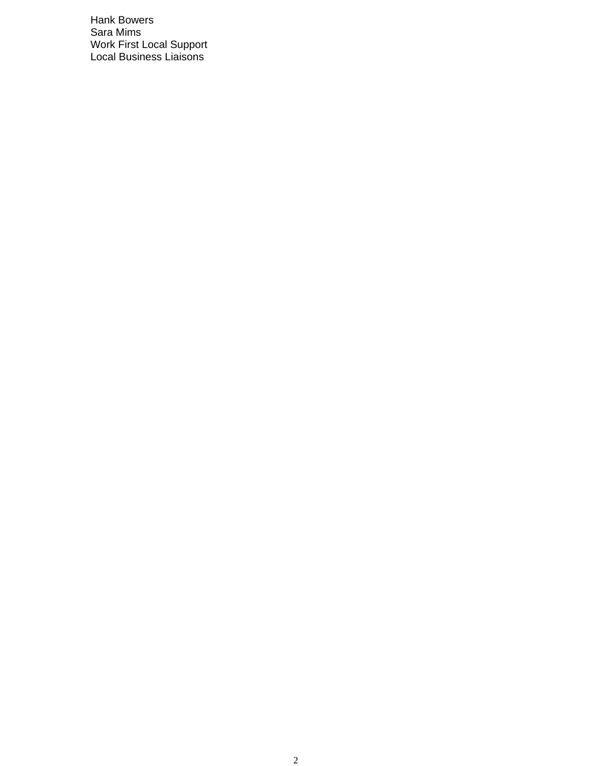Hank Bowers
Sara Mims
Work First Local Support
Local Business Liaisons